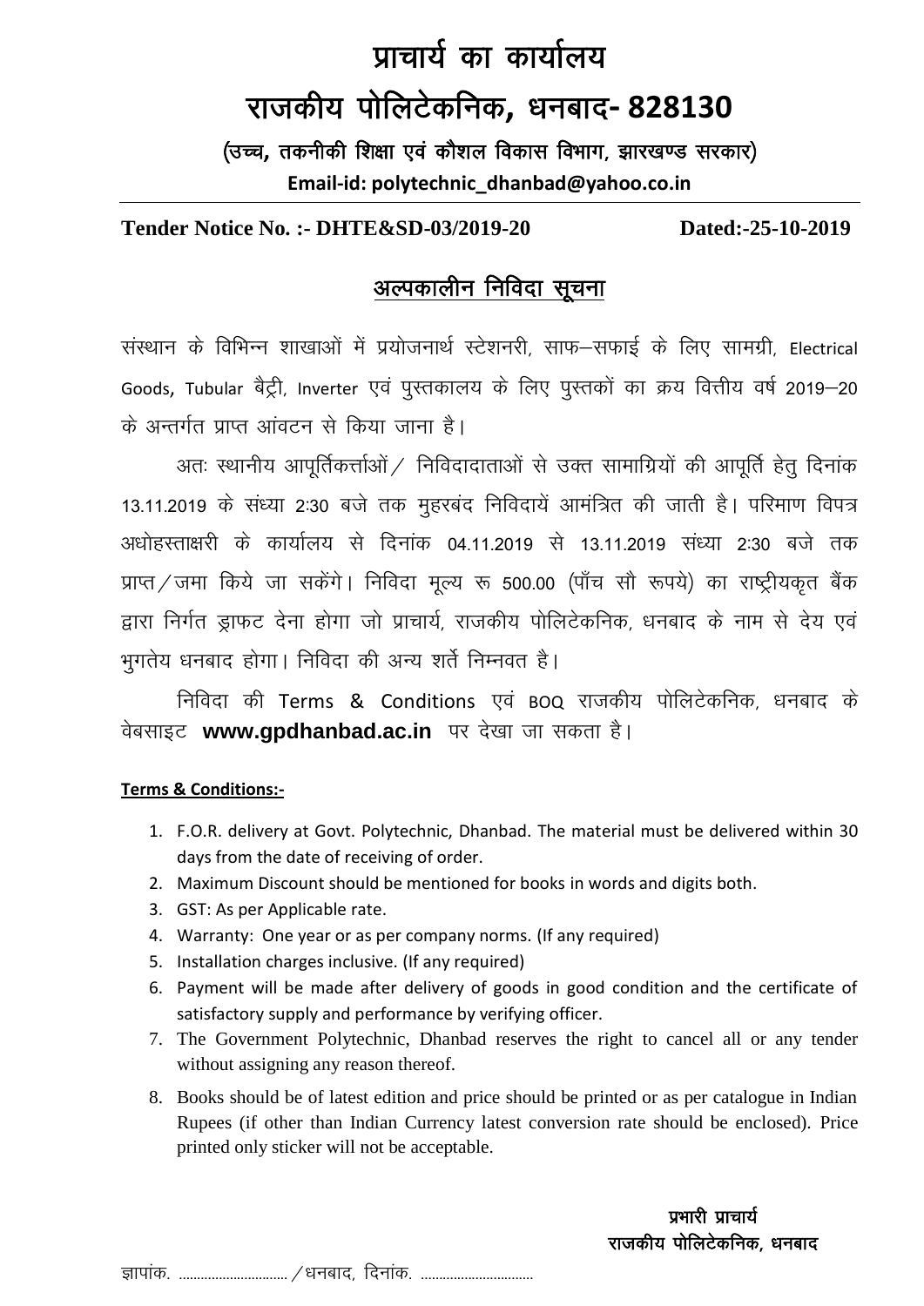# प्राचार्य का कार्यालय

# राजकीय पोलिटेकनिक, धनबाद- 828130

**(उच्च, तकनीकी शिक्षा एवं कौशल विकास विभाग, झारखण्ड सरकार)**

**Email-id: polytechnic_dhanbad@yahoo.co.in**

**Tender Notice No. :- DHTE&SD-03/2019-20** **Dated:-25-10-2019**

## अल्पकालीन निविदा सूचना

संस्थान के विभिन्न शाखाओं में प्रयोजनार्थ स्टेशनरी, साफ–सफाई के लिए सामग्री, Electrical Goods, Tubular बैट्री, Inverter एवं पुस्तकालय के लिए पुस्तकों का क्रय वित्तीय वर्ष 2019–20 के अन्तर्गत प्राप्त आंवटन से किया जाना है।

अतः स्थानीय आपूर्तिकर्त्ताओं / निविदादाताओं से उक्त सामाग्रियों की आपूर्ति हेतु दिनांक 13.11.2019 के संध्या 2:30 बजे तक मुहरबंद निविदायें आमंत्रित की जाती है। परिमाण विपत्र अधोहस्ताक्षरी के कार्यालय से दिनांक 04.11.2019 से 13.11.2019 संध्या 2:30 बजे तक प्राप्त/जमा किये जा सकेंगे। निविदा मूल्य रू 500.00 (पाँच सौ रूपये) का राष्ट्रीयकृत बैंक द्वारा निर्गत ड्राफट देना होगा जो प्राचार्य, राजकीय पोलिटेकनिक, धनबाद के नाम से देय एवं भुगतेय धनबाद होगा। निविदा की अन्य शर्ते निम्नवत है।

निविदा की Terms & Conditions एवं BOQ राजकीय पोलिटेकनिक, धनबाद के वेबसाइट **www.gpdhanbad.ac.in** पर देखा जा सकता है।

**Terms & Conditions:-**

1. F.O.R. delivery at Govt. Polytechnic, Dhanbad. The material must be delivered within 30 days from the date of receiving of order.
2. Maximum Discount should be mentioned for books in words and digits both.
3. GST: As per Applicable rate.
4. Warranty: One year or as per company norms. (If any required)
5. Installation charges inclusive. (If any required)
6. Payment will be made after delivery of goods in good condition and the certificate of satisfactory supply and performance by verifying officer.
7. The Government Polytechnic, Dhanbad reserves the right to cancel all or any tender without assigning any reason thereof.
8. Books should be of latest edition and price should be printed or as per catalogue in Indian Rupees (if other than Indian Currency latest conversion rate should be enclosed). Price printed only sticker will not be acceptable.

**प्रभारी प्राचार्य**
**राजकीय पोलिटेकनिक, धनबाद**

ज्ञापांक. ............................ /धनबाद, दिनांक. ..............................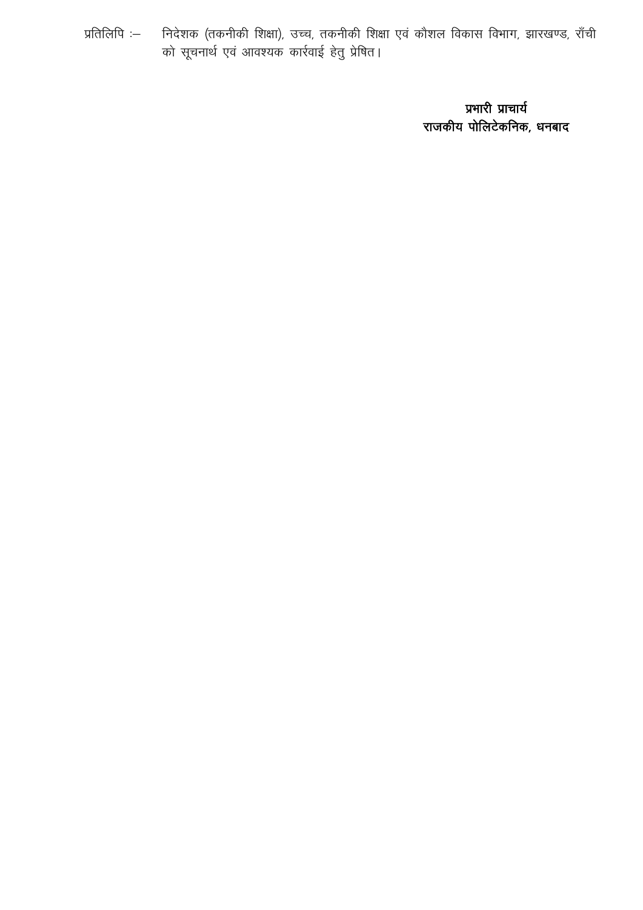प्रतिलिपि :– निदेशक (तकनीकी शिक्षा), उच्च, तकनीकी शिक्षा एवं कौशल विकास विभाग, झारखण्ड, राँची को सूचनार्थ एवं आवश्यक कार्रवाई हेतु प्रेषित।

**प्रभारी प्राचार्य**
**राजकीय पोलिटेकनिक, धनबाद**